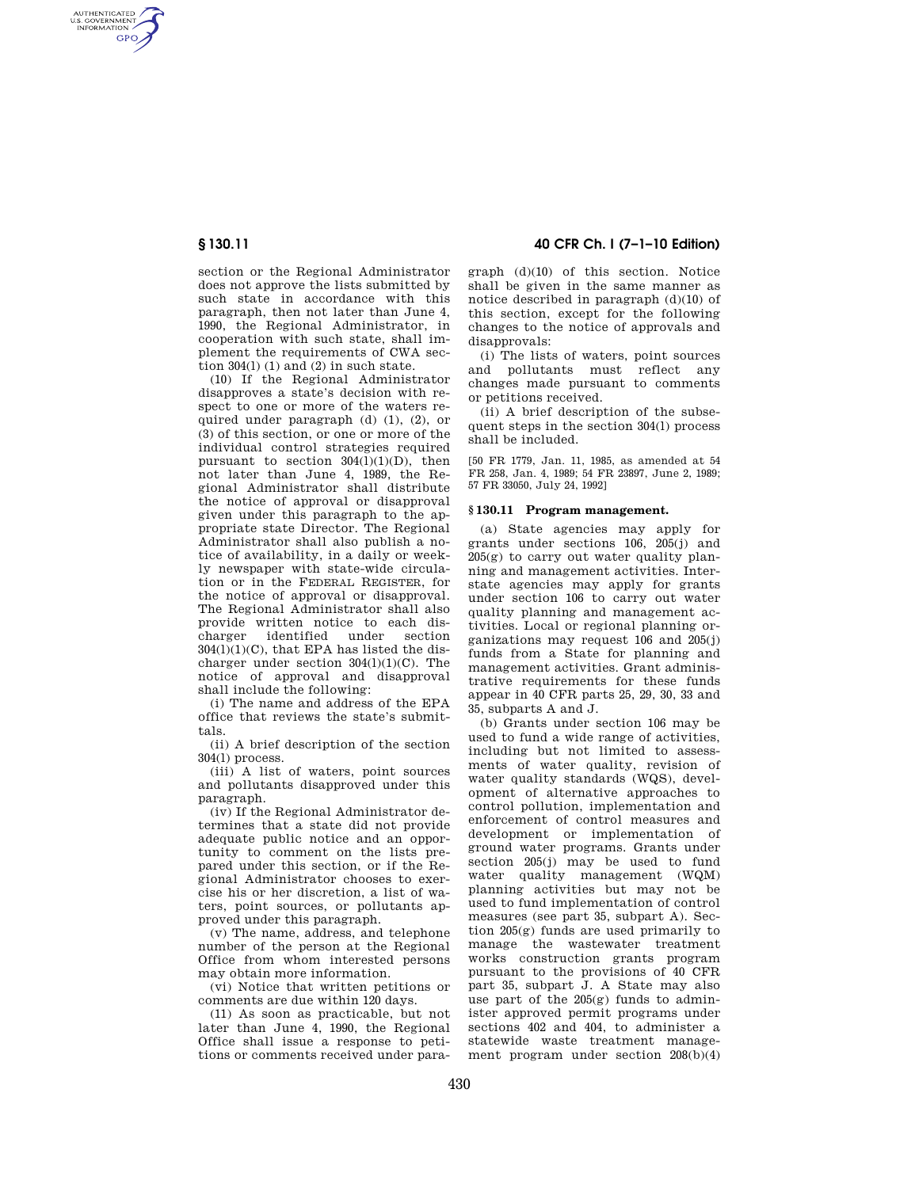section or the Regional Administrator does not approve the lists submitted by such state in accordance with this paragraph, then not later than June 4, 1990, the Regional Administrator, in cooperation with such state, shall implement the requirements of CWA section 304(l) (1) and (2) in such state.

(10) If the Regional Administrator disapproves a state's decision with respect to one or more of the waters required under paragraph (d) (1), (2), or (3) of this section, or one or more of the individual control strategies required pursuant to section 304(l)(1)(D), then not later than June 4, 1989, the Regional Administrator shall distribute the notice of approval or disapproval given under this paragraph to the appropriate state Director. The Regional Administrator shall also publish a notice of availability, in a daily or weekly newspaper with state-wide circulation or in the FEDERAL REGISTER, for the notice of approval or disapproval. The Regional Administrator shall also provide written notice to each discharger identified under section 304(l)(1)(C), that EPA has listed the discharger under section 304(l)(1)(C). The notice of approval and disapproval shall include the following:

(i) The name and address of the EPA office that reviews the state's submittals.

(ii) A brief description of the section 304(l) process.

(iii) A list of waters, point sources and pollutants disapproved under this paragraph.

(iv) If the Regional Administrator determines that a state did not provide adequate public notice and an opportunity to comment on the lists prepared under this section, or if the Regional Administrator chooses to exercise his or her discretion, a list of waters, point sources, or pollutants approved under this paragraph.

(v) The name, address, and telephone number of the person at the Regional Office from whom interested persons may obtain more information.

(vi) Notice that written petitions or comments are due within 120 days.

(11) As soon as practicable, but not later than June 4, 1990, the Regional Office shall issue a response to petitions or comments received under paragraph (d)(10) of this section. Notice shall be given in the same manner as notice described in paragraph (d)(10) of this section, except for the following changes to the notice of approvals and disapprovals:

(i) The lists of waters, point sources and pollutants must reflect any changes made pursuant to comments or petitions received.

(ii) A brief description of the subsequent steps in the section 304(l) process shall be included.

[50 FR 1779, Jan. 11, 1985, as amended at 54 FR 258, Jan. 4, 1989; 54 FR 23897, June 2, 1989; 57 FR 33050, July 24, 1992]

## § 130.11 Program management.

(a) State agencies may apply for grants under sections 106, 205(j) and 205(g) to carry out water quality planning and management activities. Interstate agencies may apply for grants under section 106 to carry out water quality planning and management activities. Local or regional planning organizations may request 106 and 205(j) funds from a State for planning and management activities. Grant administrative requirements for these funds appear in 40 CFR parts 25, 29, 30, 33 and 35, subparts A and J.

(b) Grants under section 106 may be used to fund a wide range of activities, including but not limited to assessments of water quality, revision of water quality standards (WQS), development of alternative approaches to control pollution, implementation and enforcement of control measures and development or implementation of ground water programs. Grants under section 205(j) may be used to fund water quality management (WQM) planning activities but may not be used to fund implementation of control measures (see part 35, subpart A). Section 205(g) funds are used primarily to manage the wastewater treatment works construction grants program pursuant to the provisions of 40 CFR part 35, subpart J. A State may also use part of the 205(g) funds to administer approved permit programs under sections 402 and 404, to administer a statewide waste treatment management program under section 208(b)(4)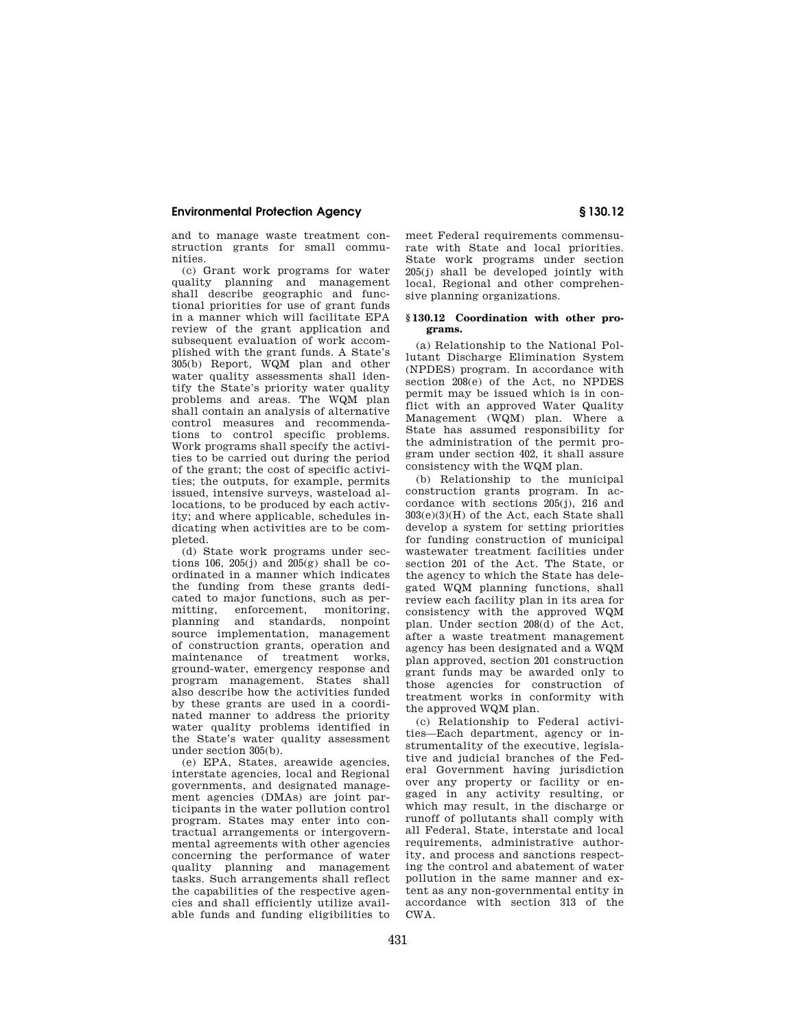and to manage waste treatment construction grants for small communities.

(c) Grant work programs for water quality planning and management shall describe geographic and functional priorities for use of grant funds in a manner which will facilitate EPA review of the grant application and subsequent evaluation of work accomplished with the grant funds. A State's 305(b) Report, WQM plan and other water quality assessments shall identify the State's priority water quality problems and areas. The WQM plan shall contain an analysis of alternative control measures and recommendations to control specific problems. Work programs shall specify the activities to be carried out during the period of the grant; the cost of specific activities; the outputs, for example, permits issued, intensive surveys, wasteload allocations, to be produced by each activity; and where applicable, schedules indicating when activities are to be completed.

(d) State work programs under sections 106, 205(j) and 205(g) shall be coordinated in a manner which indicates the funding from these grants dedicated to major functions, such as permitting, enforcement, monitoring, planning and standards, nonpoint source implementation, management of construction grants, operation and maintenance of treatment works, ground-water, emergency response and program management. States shall also describe how the activities funded by these grants are used in a coordinated manner to address the priority water quality problems identified in the State's water quality assessment under section 305(b).

(e) EPA, States, areawide agencies, interstate agencies, local and Regional governments, and designated management agencies (DMAs) are joint participants in the water pollution control program. States may enter into contractual arrangements or intergovernmental agreements with other agencies concerning the performance of water quality planning and management tasks. Such arrangements shall reflect the capabilities of the respective agencies and shall efficiently utilize available funds and funding eligibilities to meet Federal requirements commensurate with State and local priorities. State work programs under section 205(j) shall be developed jointly with local, Regional and other comprehensive planning organizations.

## § 130.12 Coordination with other programs.

(a) Relationship to the National Pollutant Discharge Elimination System (NPDES) program. In accordance with section 208(e) of the Act, no NPDES permit may be issued which is in conflict with an approved Water Quality Management (WQM) plan. Where a State has assumed responsibility for the administration of the permit program under section 402, it shall assure consistency with the WQM plan.

(b) Relationship to the municipal construction grants program. In accordance with sections 205(j), 216 and 303(e)(3)(H) of the Act, each State shall develop a system for setting priorities for funding construction of municipal wastewater treatment facilities under section 201 of the Act. The State, or the agency to which the State has delegated WQM planning functions, shall review each facility plan in its area for consistency with the approved WQM plan. Under section 208(d) of the Act, after a waste treatment management agency has been designated and a WQM plan approved, section 201 construction grant funds may be awarded only to those agencies for construction of treatment works in conformity with the approved WQM plan.

(c) Relationship to Federal activities—Each department, agency or instrumentality of the executive, legislative and judicial branches of the Federal Government having jurisdiction over any property or facility or engaged in any activity resulting, or which may result, in the discharge or runoff of pollutants shall comply with all Federal, State, interstate and local requirements, administrative authority, and process and sanctions respecting the control and abatement of water pollution in the same manner and extent as any non-governmental entity in accordance with section 313 of the CWA.